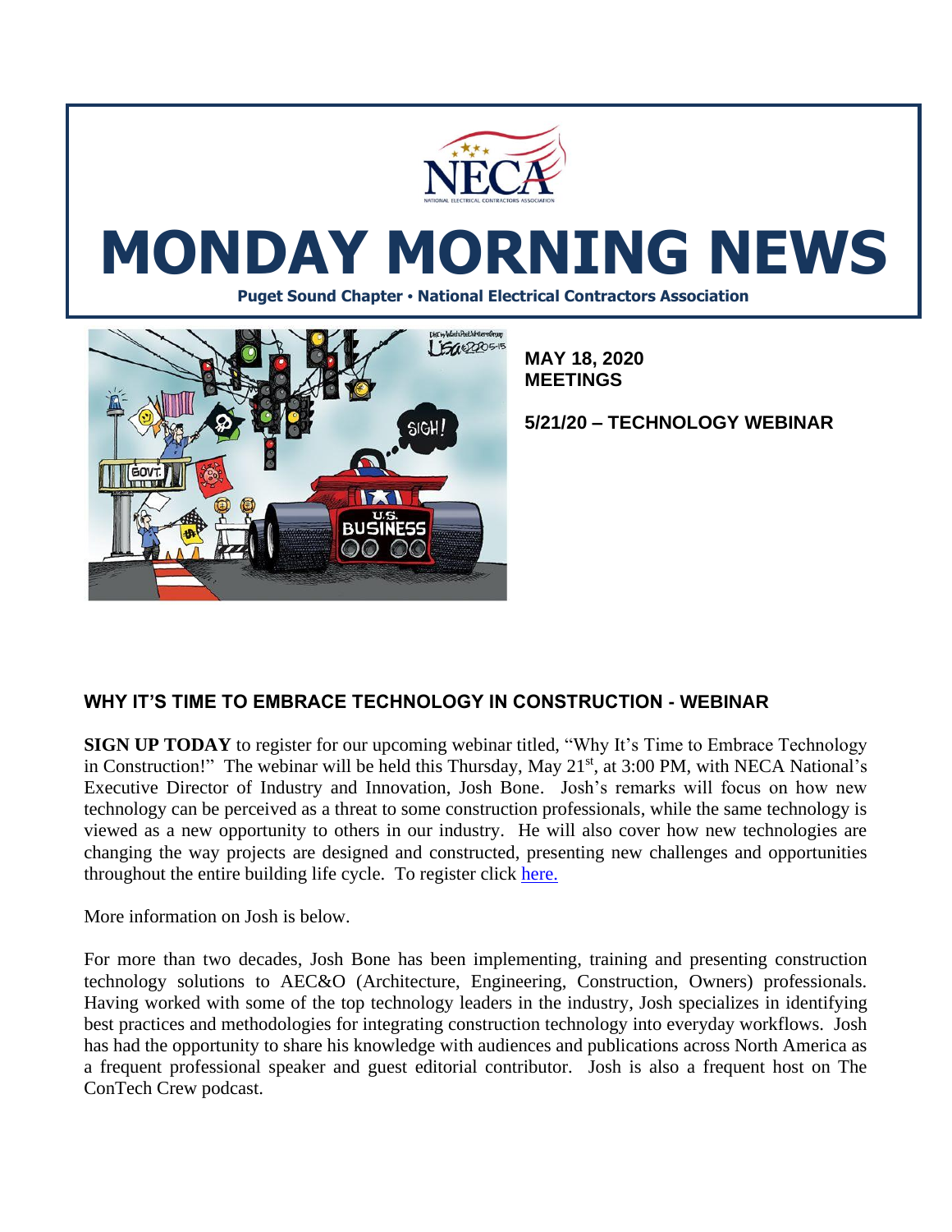# MONDAY MORNING NEWS

**Puget Sound Chapter • National Electrical Contractors Association**

**MAY 18, 2020**
**MEETINGS**

**5/21/20 – TECHNOLOGY WEBINAR**

## WHY IT'S TIME TO EMBRACE TECHNOLOGY IN CONSTRUCTION - WEBINAR

**SIGN UP TODAY** to register for our upcoming webinar titled, "Why It's Time to Embrace Technology in Construction!" The webinar will be held this Thursday, May 21st, at 3:00 PM, with NECA National's Executive Director of Industry and Innovation, Josh Bone. Josh's remarks will focus on how new technology can be perceived as a threat to some construction professionals, while the same technology is viewed as a new opportunity to others in our industry. He will also cover how new technologies are changing the way projects are designed and constructed, presenting new challenges and opportunities throughout the entire building life cycle. To register click here.

More information on Josh is below.

For more than two decades, Josh Bone has been implementing, training and presenting construction technology solutions to AEC&O (Architecture, Engineering, Construction, Owners) professionals. Having worked with some of the top technology leaders in the industry, Josh specializes in identifying best practices and methodologies for integrating construction technology into everyday workflows. Josh has had the opportunity to share his knowledge with audiences and publications across North America as a frequent professional speaker and guest editorial contributor. Josh is also a frequent host on The ConTech Crew podcast.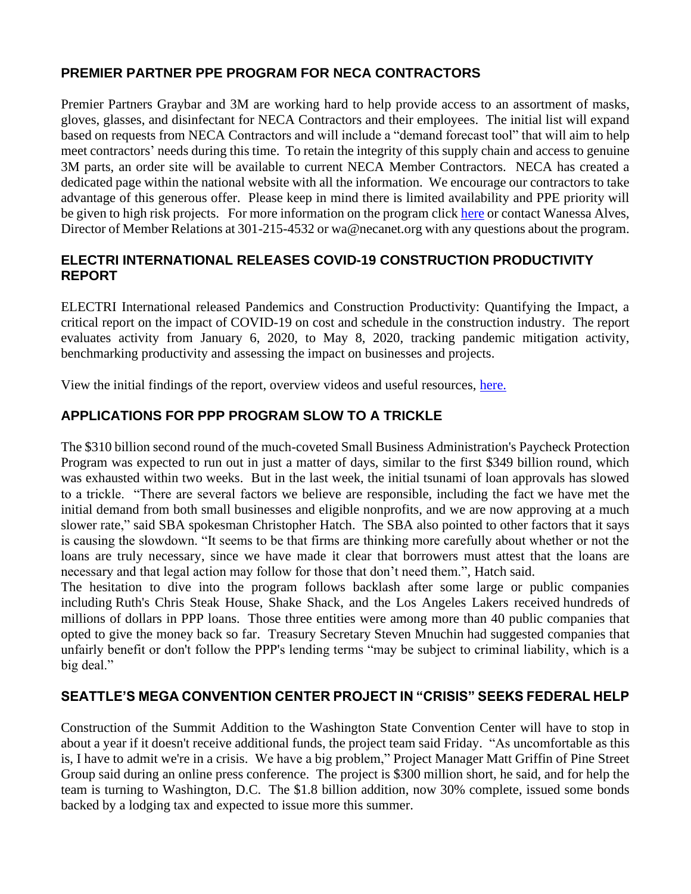## PREMIER PARTNER PPE PROGRAM FOR NECA CONTRACTORS

Premier Partners Graybar and 3M are working hard to help provide access to an assortment of masks, gloves, glasses, and disinfectant for NECA Contractors and their employees. The initial list will expand based on requests from NECA Contractors and will include a "demand forecast tool" that will aim to help meet contractors' needs during this time. To retain the integrity of this supply chain and access to genuine 3M parts, an order site will be available to current NECA Member Contractors. NECA has created a dedicated page within the national website with all the information. We encourage our contractors to take advantage of this generous offer. Please keep in mind there is limited availability and PPE priority will be given to high risk projects. For more information on the program click here or contact Wanessa Alves, Director of Member Relations at 301-215-4532 or wa@necanet.org with any questions about the program.

## ELECTRI INTERNATIONAL RELEASES COVID-19 CONSTRUCTION PRODUCTIVITY REPORT

ELECTRI International released Pandemics and Construction Productivity: Quantifying the Impact, a critical report on the impact of COVID-19 on cost and schedule in the construction industry. The report evaluates activity from January 6, 2020, to May 8, 2020, tracking pandemic mitigation activity, benchmarking productivity and assessing the impact on businesses and projects.

View the initial findings of the report, overview videos and useful resources, here.

## APPLICATIONS FOR PPP PROGRAM SLOW TO A TRICKLE

The $310 billion second round of the much-coveted Small Business Administration's Paycheck Protection Program was expected to run out in just a matter of days, similar to the first $349 billion round, which was exhausted within two weeks. But in the last week, the initial tsunami of loan approvals has slowed to a trickle. "There are several factors we believe are responsible, including the fact we have met the initial demand from both small businesses and eligible nonprofits, and we are now approving at a much slower rate," said SBA spokesman Christopher Hatch. The SBA also pointed to other factors that it says is causing the slowdown. "It seems to be that firms are thinking more carefully about whether or not the loans are truly necessary, since we have made it clear that borrowers must attest that the loans are necessary and that legal action may follow for those that don't need them.", Hatch said.

The hesitation to dive into the program follows backlash after some large or public companies including Ruth's Chris Steak House, Shake Shack, and the Los Angeles Lakers received hundreds of millions of dollars in PPP loans. Those three entities were among more than 40 public companies that opted to give the money back so far. Treasury Secretary Steven Mnuchin had suggested companies that unfairly benefit or don't follow the PPP's lending terms "may be subject to criminal liability, which is a big deal."

## SEATTLE'S MEGA CONVENTION CENTER PROJECT IN "CRISIS" SEEKS FEDERAL HELP

Construction of the Summit Addition to the Washington State Convention Center will have to stop in about a year if it doesn't receive additional funds, the project team said Friday. "As uncomfortable as this is, I have to admit we're in a crisis. We have a big problem," Project Manager Matt Griffin of Pine Street Group said during an online press conference. The project is $300 million short, he said, and for help the team is turning to Washington, D.C. The $1.8 billion addition, now 30% complete, issued some bonds backed by a lodging tax and expected to issue more this summer.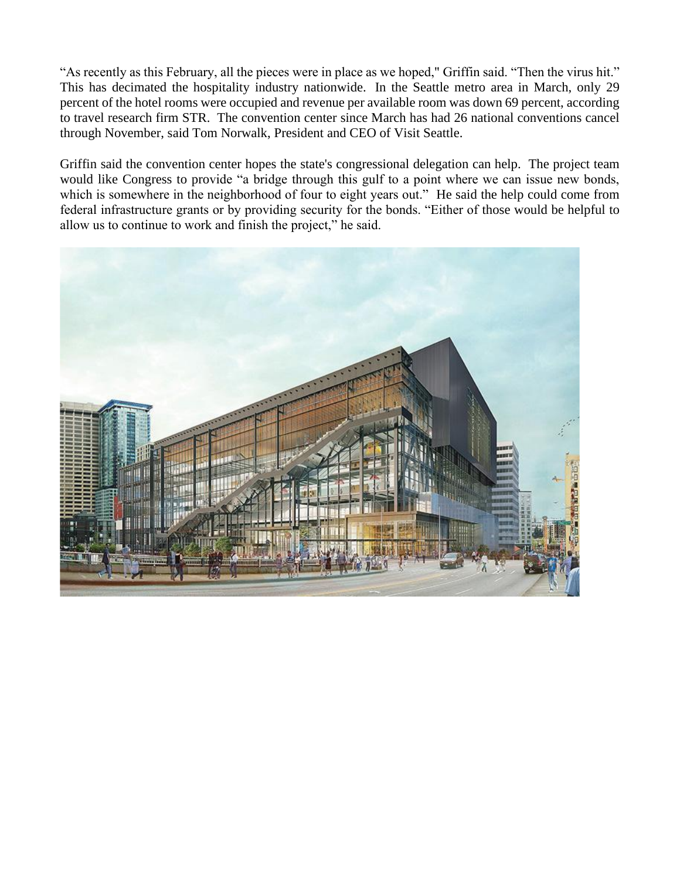"As recently as this February, all the pieces were in place as we hoped," Griffin said. "Then the virus hit." This has decimated the hospitality industry nationwide. In the Seattle metro area in March, only 29 percent of the hotel rooms were occupied and revenue per available room was down 69 percent, according to travel research firm STR. The convention center since March has had 26 national conventions cancel through November, said Tom Norwalk, President and CEO of Visit Seattle.

Griffin said the convention center hopes the state's congressional delegation can help. The project team would like Congress to provide "a bridge through this gulf to a point where we can issue new bonds, which is somewhere in the neighborhood of four to eight years out." He said the help could come from federal infrastructure grants or by providing security for the bonds. "Either of those would be helpful to allow us to continue to work and finish the project," he said.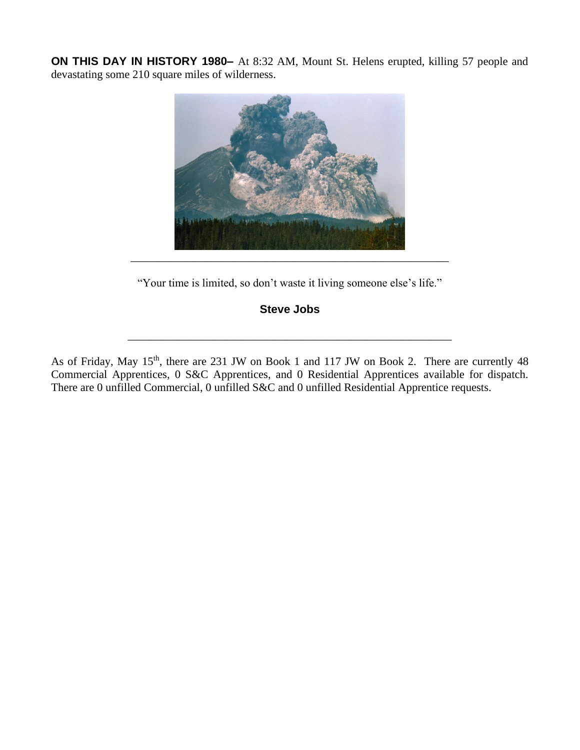**ON THIS DAY IN HISTORY 1980–** At 8:32 AM, Mount St. Helens erupted, killing 57 people and devastating some 210 square miles of wilderness.

---

"Your time is limited, so don't waste it living someone else's life."

**Steve Jobs**

---

As of Friday, May 15th, there are 231 JW on Book 1 and 117 JW on Book 2. There are currently 48 Commercial Apprentices, 0 S&C Apprentices, and 0 Residential Apprentices available for dispatch. There are 0 unfilled Commercial, 0 unfilled S&C and 0 unfilled Residential Apprentice requests.